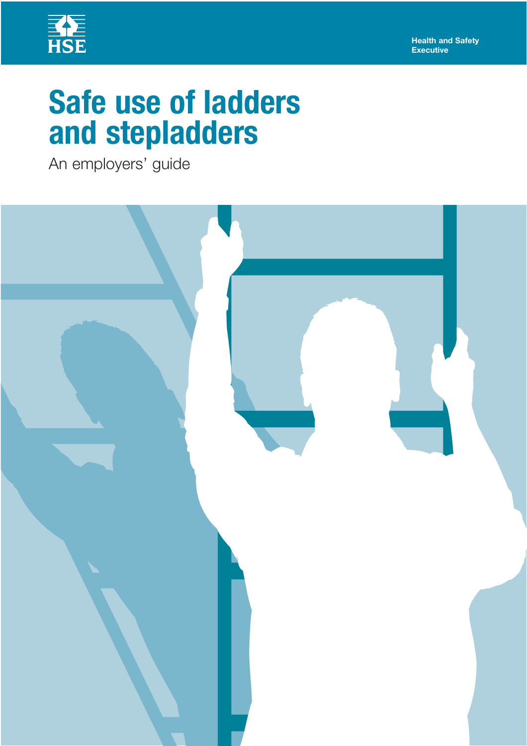HSE

Health and Safety Executive

# Safe use of ladders and stepladders

An employers' guide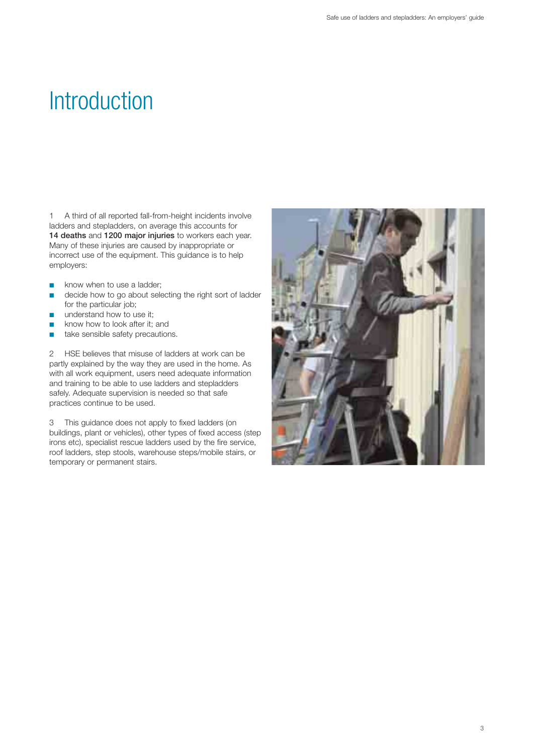# Introduction

1 A third of all reported fall-from-height incidents involve ladders and stepladders, on average this accounts for **14 deaths** and **1200 major injuries** to workers each year. Many of these injuries are caused by inappropriate or incorrect use of the equipment. This guidance is to help employers:

- know when to use a ladder;
- decide how to go about selecting the right sort of ladder for the particular job;
- understand how to use it;
- know how to look after it; and
- take sensible safety precautions.

2 HSE believes that misuse of ladders at work can be partly explained by the way they are used in the home. As with all work equipment, users need adequate information and training to be able to use ladders and stepladders safely. Adequate supervision is needed so that safe practices continue to be used.

3 This guidance does not apply to fixed ladders (on buildings, plant or vehicles), other types of fixed access (step irons etc), specialist rescue ladders used by the fire service, roof ladders, step stools, warehouse steps/mobile stairs, or temporary or permanent stairs.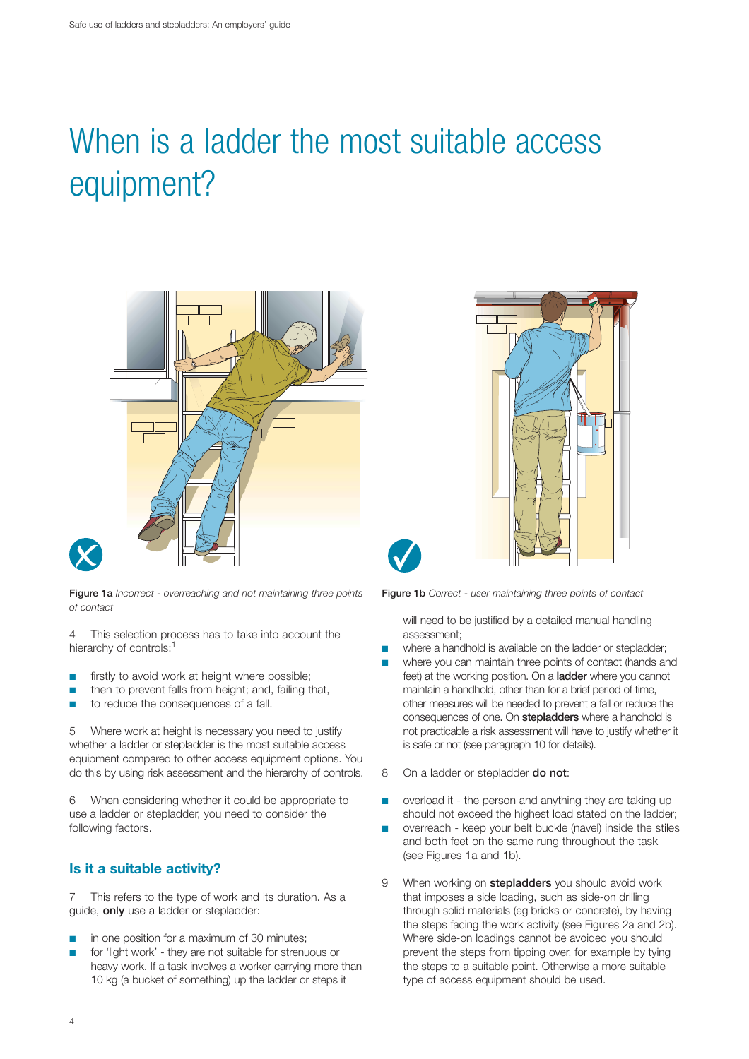# When is a ladder the most suitable access equipment?

**Figure 1a** *Incorrect - overreaching and not maintaining three points of contact*

**Figure 1b** *Correct - user maintaining three points of contact*

4 This selection process has to take into account the hierarchy of controls:[1]

- firstly to avoid work at height where possible;
- then to prevent falls from height; and, failing that,
- to reduce the consequences of a fall.

5 Where work at height is necessary you need to justify whether a ladder or stepladder is the most suitable access equipment compared to other access equipment options. You do this by using risk assessment and the hierarchy of controls.

6 When considering whether it could be appropriate to use a ladder or stepladder, you need to consider the following factors.

## Is it a suitable activity?

7 This refers to the type of work and its duration. As a guide, **only** use a ladder or stepladder:

- in one position for a maximum of 30 minutes;
- for 'light work' - they are not suitable for strenuous or heavy work. If a task involves a worker carrying more than 10 kg (a bucket of something) up the ladder or steps it will need to be justified by a detailed manual handling assessment;
- where a handhold is available on the ladder or stepladder;
- where you can maintain three points of contact (hands and feet) at the working position. On a **ladder** where you cannot maintain a handhold, other than for a brief period of time, other measures will be needed to prevent a fall or reduce the consequences of one. On **stepladders** where a handhold is not practicable a risk assessment will have to justify whether it is safe or not (see paragraph 10 for details).

8 On a ladder or stepladder **do not**:

- overload it - the person and anything they are taking up should not exceed the highest load stated on the ladder;
- overreach - keep your belt buckle (navel) inside the stiles and both feet on the same rung throughout the task (see Figures 1a and 1b).

9 When working on **stepladders** you should avoid work that imposes a side loading, such as side-on drilling through solid materials (eg bricks or concrete), by having the steps facing the work activity (see Figures 2a and 2b). Where side-on loadings cannot be avoided you should prevent the steps from tipping over, for example by tying the steps to a suitable point. Otherwise a more suitable type of access equipment should be used.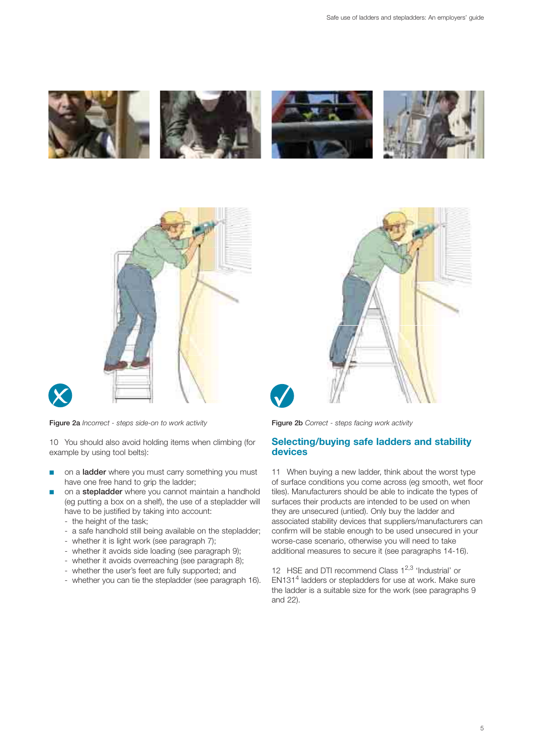Figure 2a *Incorrect - steps side-on to work activity*

Figure 2b *Correct - steps facing work activity*

10 You should also avoid holding items when climbing (for example by using tool belts):

- on a **ladder** where you must carry something you must have one free hand to grip the ladder;
- on a **stepladder** where you cannot maintain a handhold (eg putting a box on a shelf), the use of a stepladder will have to be justified by taking into account:
  - the height of the task;
  - a safe handhold still being available on the stepladder;
  - whether it is light work (see paragraph 7);
  - whether it avoids side loading (see paragraph 9);
  - whether it avoids overreaching (see paragraph 8);
  - whether the user's feet are fully supported; and
  - whether you can tie the stepladder (see paragraph 16).

## Selecting/buying safe ladders and stability devices

11 When buying a new ladder, think about the worst type of surface conditions you come across (eg smooth, wet floor tiles). Manufacturers should be able to indicate the types of surfaces their products are intended to be used on when they are unsecured (untied). Only buy the ladder and associated stability devices that suppliers/manufacturers can confirm will be stable enough to be used unsecured in your worse-case scenario, otherwise you will need to take additional measures to secure it (see paragraphs 14-16).

12 HSE and DTI recommend Class 1[2,3] 'Industrial' or EN131[4] ladders or stepladders for use at work. Make sure the ladder is a suitable size for the work (see paragraphs 9 and 22).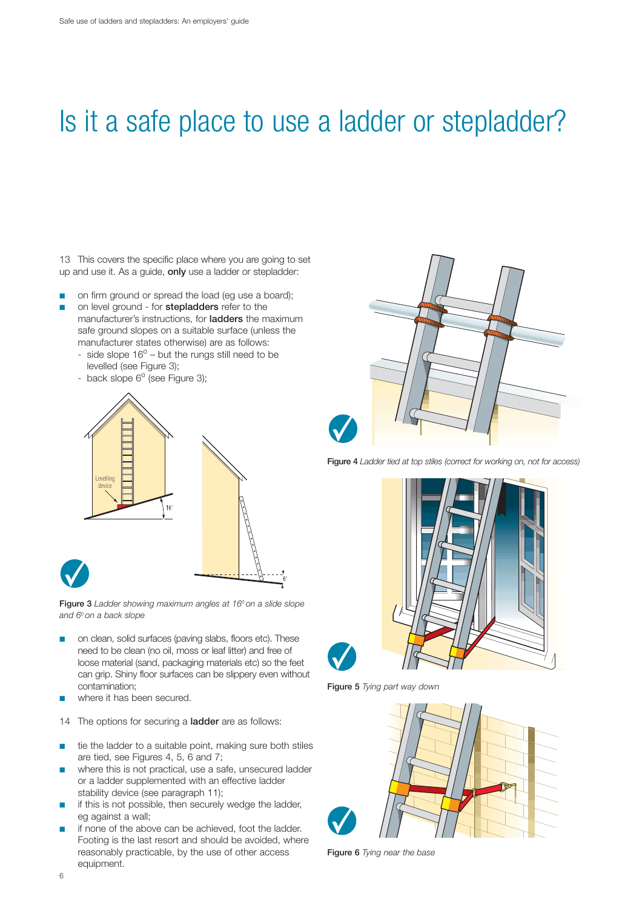# Is it a safe place to use a ladder or stepladder?

13 This covers the specific place where you are going to set up and use it. As a guide, **only** use a ladder or stepladder:

- on firm ground or spread the load (eg use a board);
- on level ground - for **stepladders** refer to the manufacturer's instructions, for **ladders** the maximum safe ground slopes on a suitable surface (unless the manufacturer states otherwise) are as follows:
  - side slope 16° – but the rungs still need to be levelled (see Figure 3);
  - back slope 6° (see Figure 3);

**Figure 3** *Ladder showing maximum angles at 16° on a slide slope and 6° on a back slope*

- on clean, solid surfaces (paving slabs, floors etc). These need to be clean (no oil, moss or leaf litter) and free of loose material (sand, packaging materials etc) so the feet can grip. Shiny floor surfaces can be slippery even without contamination;
- where it has been secured.

14 The options for securing a **ladder** are as follows:

- tie the ladder to a suitable point, making sure both stiles are tied, see Figures 4, 5, 6 and 7;
- where this is not practical, use a safe, unsecured ladder or a ladder supplemented with an effective ladder stability device (see paragraph 11);
- if this is not possible, then securely wedge the ladder, eg against a wall;
- if none of the above can be achieved, foot the ladder. Footing is the last resort and should be avoided, where reasonably practicable, by the use of other access equipment.

**Figure 4** *Ladder tied at top stiles (correct for working on, not for access)*

**Figure 5** *Tying part way down*

**Figure 6** *Tying near the base*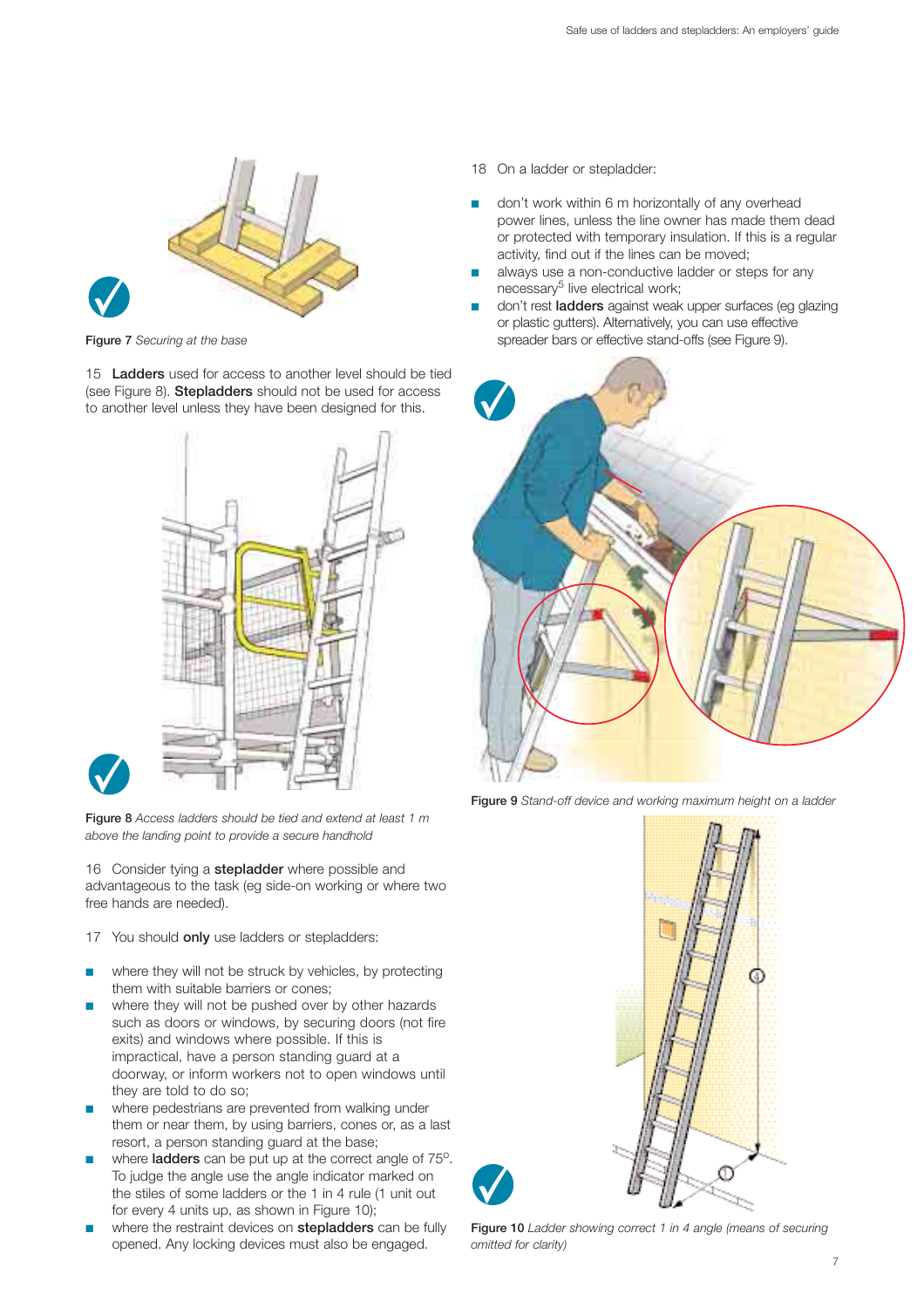Figure 7 *Securing at the base*

15 **Ladders** used for access to another level should be tied (see Figure 8). **Stepladders** should not be used for access to another level unless they have been designed for this.

Figure 8 *Access ladders should be tied and extend at least 1 m above the landing point to provide a secure handhold*

16 Consider tying a **stepladder** where possible and advantageous to the task (eg side-on working or where two free hands are needed).

17 You should **only** use ladders or stepladders:

- where they will not be struck by vehicles, by protecting them with suitable barriers or cones;
- where they will not be pushed over by other hazards such as doors or windows, by securing doors (not fire exits) and windows where possible. If this is impractical, have a person standing guard at a doorway, or inform workers not to open windows until they are told to do so;
- where pedestrians are prevented from walking under them or near them, by using barriers, cones or, as a last resort, a person standing guard at the base;
- where **ladders** can be put up at the correct angle of 75°. To judge the angle use the angle indicator marked on the stiles of some ladders or the 1 in 4 rule (1 unit out for every 4 units up, as shown in Figure 10);
- where the restraint devices on **stepladders** can be fully opened. Any locking devices must also be engaged.

18 On a ladder or stepladder:

- don't work within 6 m horizontally of any overhead power lines, unless the line owner has made them dead or protected with temporary insulation. If this is a regular activity, find out if the lines can be moved;
- always use a non-conductive ladder or steps for any necessary[5] live electrical work;
- don't rest **ladders** against weak upper surfaces (eg glazing or plastic gutters). Alternatively, you can use effective spreader bars or effective stand-offs (see Figure 9).

Figure 9 *Stand-off device and working maximum height on a ladder*

Figure 10 *Ladder showing correct 1 in 4 angle (means of securing omitted for clarity)*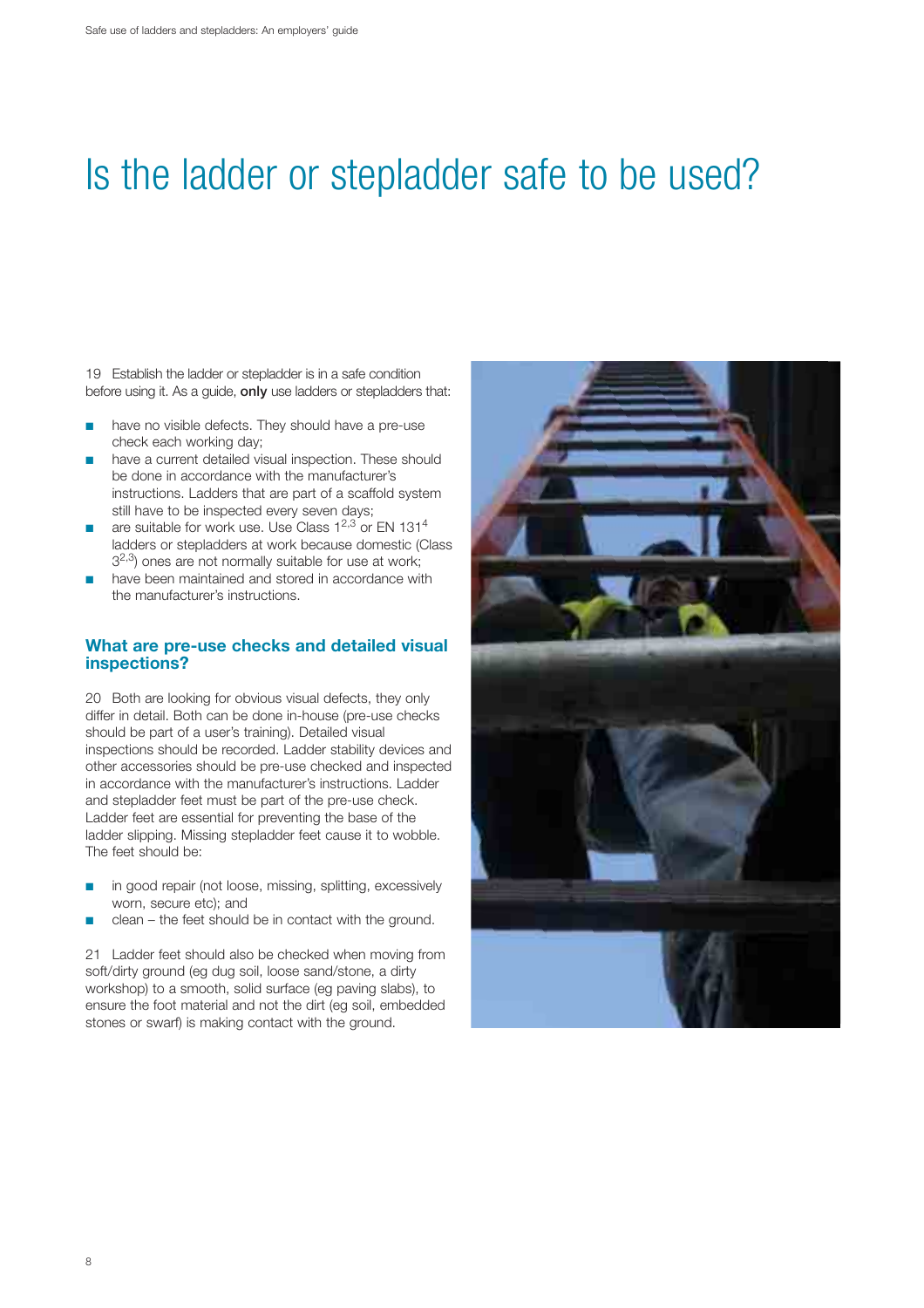# Is the ladder or stepladder safe to be used?

19 Establish the ladder or stepladder is in a safe condition before using it. As a guide, **only** use ladders or stepladders that:

- have no visible defects. They should have a pre-use check each working day;
- have a current detailed visual inspection. These should be done in accordance with the manufacturer's instructions. Ladders that are part of a scaffold system still have to be inspected every seven days;
- are suitable for work use. Use Class 1[2,3] or EN 131[4] ladders or stepladders at work because domestic (Class 3[2,3]) ones are not normally suitable for use at work;
- have been maintained and stored in accordance with the manufacturer's instructions.

## What are pre-use checks and detailed visual inspections?

20 Both are looking for obvious visual defects, they only differ in detail. Both can be done in-house (pre-use checks should be part of a user's training). Detailed visual inspections should be recorded. Ladder stability devices and other accessories should be pre-use checked and inspected in accordance with the manufacturer's instructions. Ladder and stepladder feet must be part of the pre-use check. Ladder feet are essential for preventing the base of the ladder slipping. Missing stepladder feet cause it to wobble. The feet should be:

- in good repair (not loose, missing, splitting, excessively worn, secure etc); and
- clean – the feet should be in contact with the ground.

21 Ladder feet should also be checked when moving from soft/dirty ground (eg dug soil, loose sand/stone, a dirty workshop) to a smooth, solid surface (eg paving slabs), to ensure the foot material and not the dirt (eg soil, embedded stones or swarf) is making contact with the ground.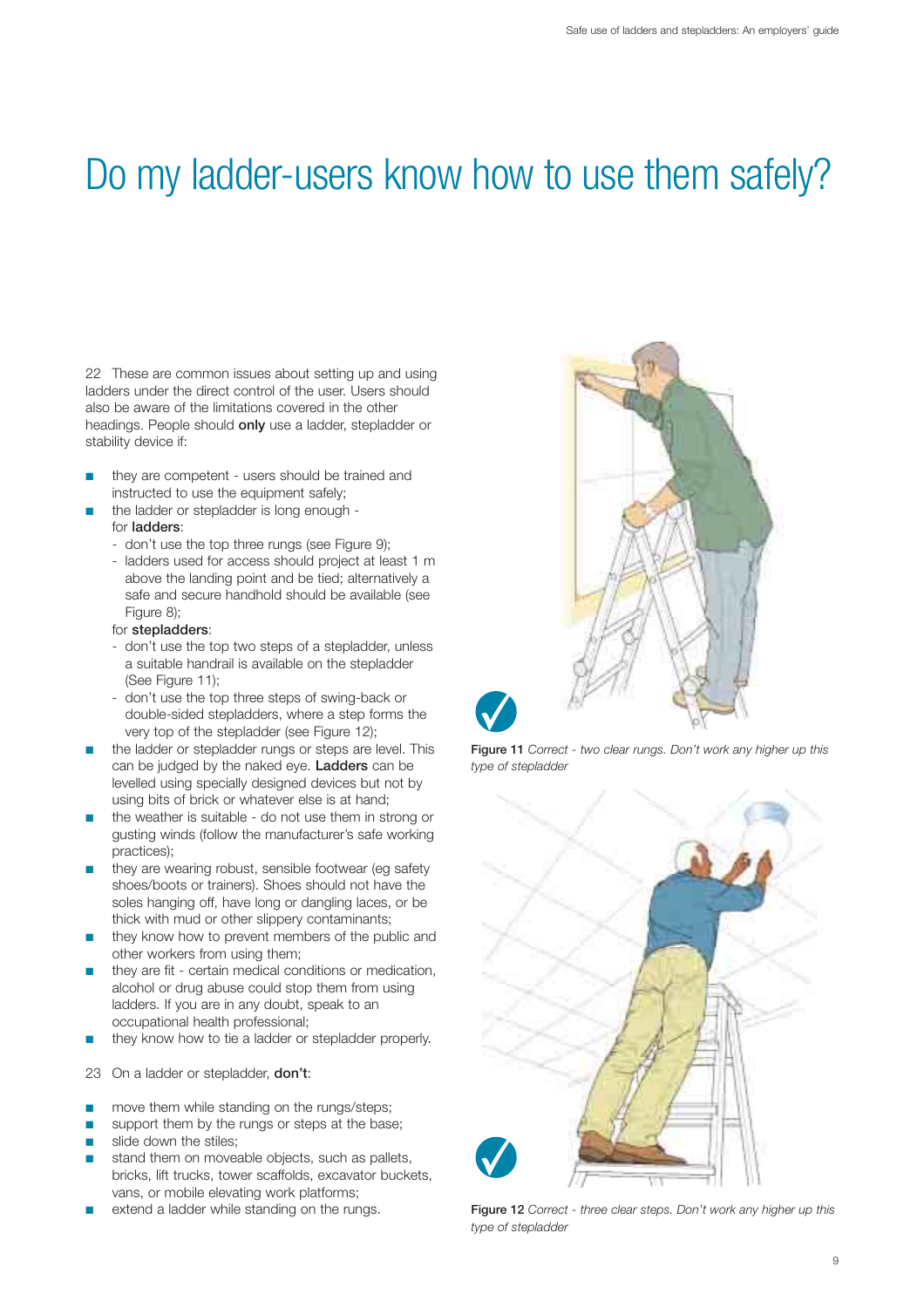# Do my ladder-users know how to use them safely?

22 These are common issues about setting up and using ladders under the direct control of the user. Users should also be aware of the limitations covered in the other headings. People should **only** use a ladder, stepladder or stability device if:

- they are competent - users should be trained and instructed to use the equipment safely;
- the ladder or stepladder is long enough - for **ladders**:
  - don't use the top three rungs (see Figure 9);
  - ladders used for access should project at least 1 m above the landing point and be tied; alternatively a safe and secure handhold should be available (see Figure 8);

  for **stepladders**:
  - don't use the top two steps of a stepladder, unless a suitable handrail is available on the stepladder (See Figure 11);
  - don't use the top three steps of swing-back or double-sided stepladders, where a step forms the very top of the stepladder (see Figure 12);
- the ladder or stepladder rungs or steps are level. This can be judged by the naked eye. **Ladders** can be levelled using specially designed devices but not by using bits of brick or whatever else is at hand;
- the weather is suitable - do not use them in strong or gusting winds (follow the manufacturer's safe working practices);
- they are wearing robust, sensible footwear (eg safety shoes/boots or trainers). Shoes should not have the soles hanging off, have long or dangling laces, or be thick with mud or other slippery contaminants;
- they know how to prevent members of the public and other workers from using them;
- they are fit - certain medical conditions or medication, alcohol or drug abuse could stop them from using ladders. If you are in any doubt, speak to an occupational health professional;
- they know how to tie a ladder or stepladder properly.

23 On a ladder or stepladder, **don't**:

- move them while standing on the rungs/steps;
- support them by the rungs or steps at the base;
- slide down the stiles;
- stand them on moveable objects, such as pallets, bricks, lift trucks, tower scaffolds, excavator buckets, vans, or mobile elevating work platforms;
- extend a ladder while standing on the rungs.

**Figure 11** *Correct - two clear rungs. Don't work any higher up this type of stepladder*

**Figure 12** *Correct - three clear steps. Don't work any higher up this type of stepladder*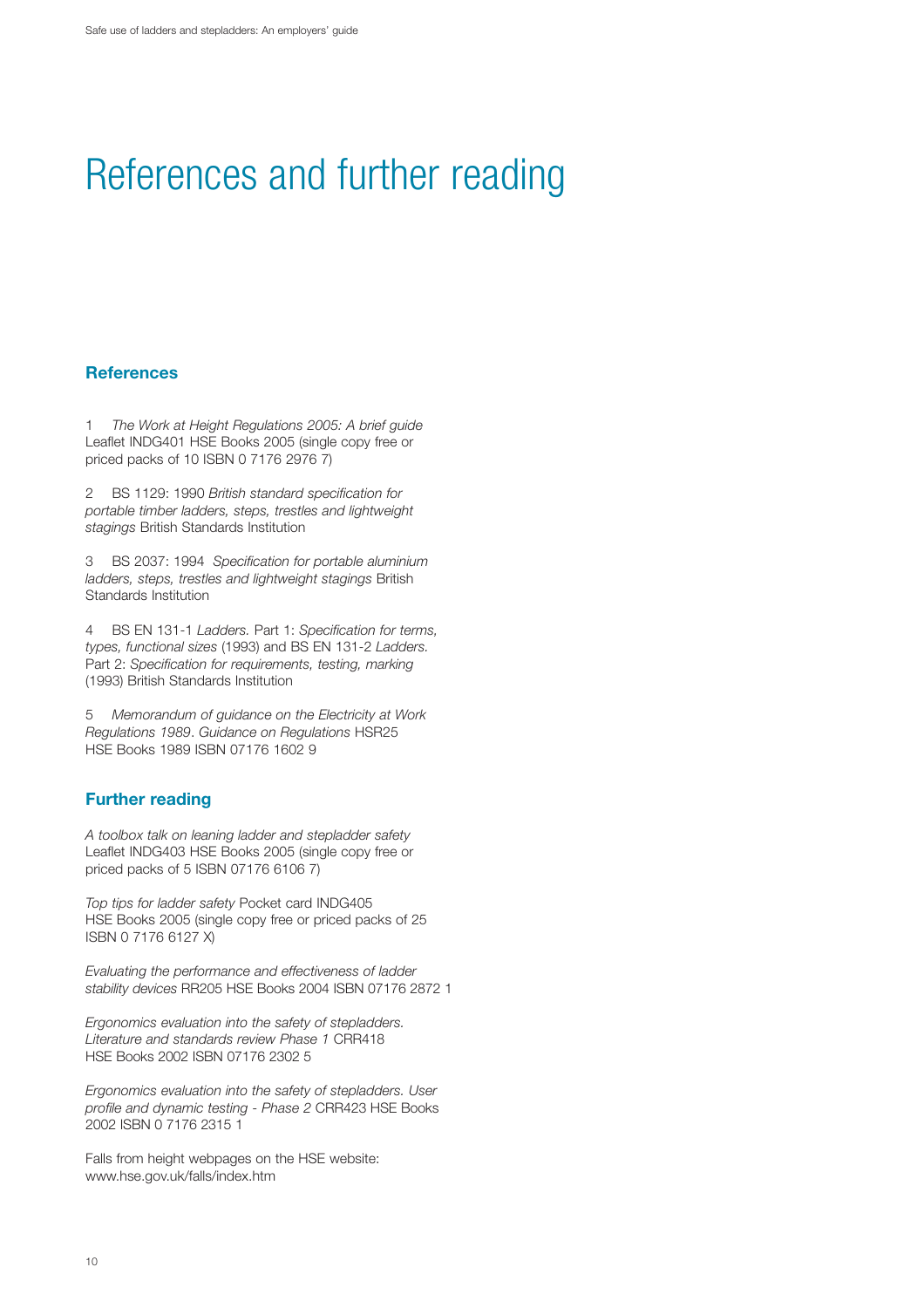# References and further reading

## References

1 *The Work at Height Regulations 2005: A brief guide* Leaflet INDG401 HSE Books 2005 (single copy free or priced packs of 10 ISBN 0 7176 2976 7)

2 BS 1129: 1990 *British standard specification for portable timber ladders, steps, trestles and lightweight stagings* British Standards Institution

3 BS 2037: 1994 *Specification for portable aluminium ladders, steps, trestles and lightweight stagings* British Standards Institution

4 BS EN 131-1 *Ladders.* Part 1: *Specification for terms, types, functional sizes* (1993) and BS EN 131-2 *Ladders.* Part 2: *Specification for requirements, testing, marking* (1993) British Standards Institution

5 *Memorandum of guidance on the Electricity at Work Regulations 1989. Guidance on Regulations* HSR25 HSE Books 1989 ISBN 07176 1602 9

## Further reading

*A toolbox talk on leaning ladder and stepladder safety* Leaflet INDG403 HSE Books 2005 (single copy free or priced packs of 5 ISBN 07176 6106 7)

*Top tips for ladder safety* Pocket card INDG405 HSE Books 2005 (single copy free or priced packs of 25 ISBN 0 7176 6127 X)

*Evaluating the performance and effectiveness of ladder stability devices* RR205 HSE Books 2004 ISBN 07176 2872 1

*Ergonomics evaluation into the safety of stepladders. Literature and standards review Phase 1* CRR418 HSE Books 2002 ISBN 07176 2302 5

*Ergonomics evaluation into the safety of stepladders. User profile and dynamic testing - Phase 2* CRR423 HSE Books 2002 ISBN 0 7176 2315 1

Falls from height webpages on the HSE website: www.hse.gov.uk/falls/index.htm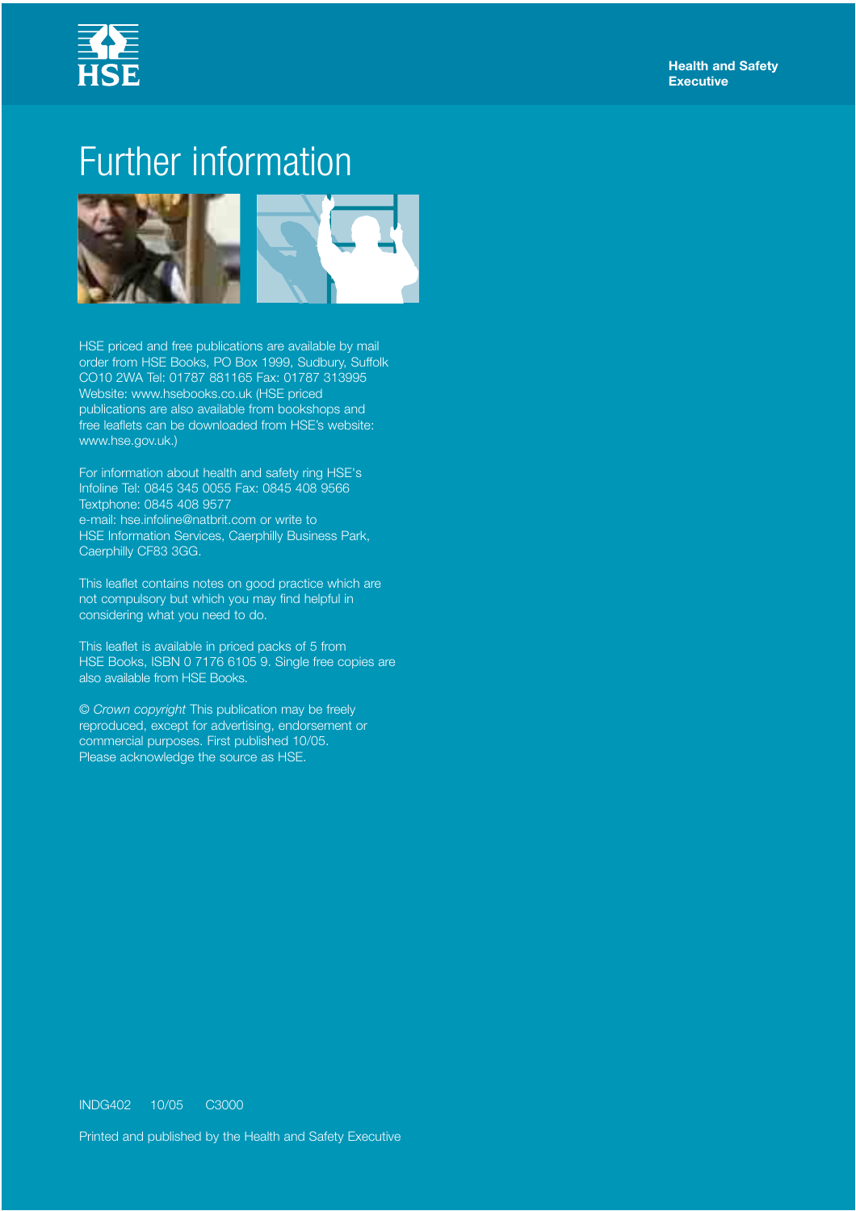# Further information

HSE priced and free publications are available by mail order from HSE Books, PO Box 1999, Sudbury, Suffolk CO10 2WA Tel: 01787 881165 Fax: 01787 313995 Website: www.hsebooks.co.uk (HSE priced publications are also available from bookshops and free leaflets can be downloaded from HSE's website: www.hse.gov.uk.)

For information about health and safety ring HSE's Infoline Tel: 0845 345 0055 Fax: 0845 408 9566 Textphone: 0845 408 9577 e-mail: hse.infoline@natbrit.com or write to HSE Information Services, Caerphilly Business Park, Caerphilly CF83 3GG.

This leaflet contains notes on good practice which are not compulsory but which you may find helpful in considering what you need to do.

This leaflet is available in priced packs of 5 from HSE Books, ISBN 0 7176 6105 9. Single free copies are also available from HSE Books.

© *Crown copyright* This publication may be freely reproduced, except for advertising, endorsement or commercial purposes. First published 10/05. Please acknowledge the source as HSE.

INDG402 10/05 C3000

Printed and published by the Health and Safety Executive